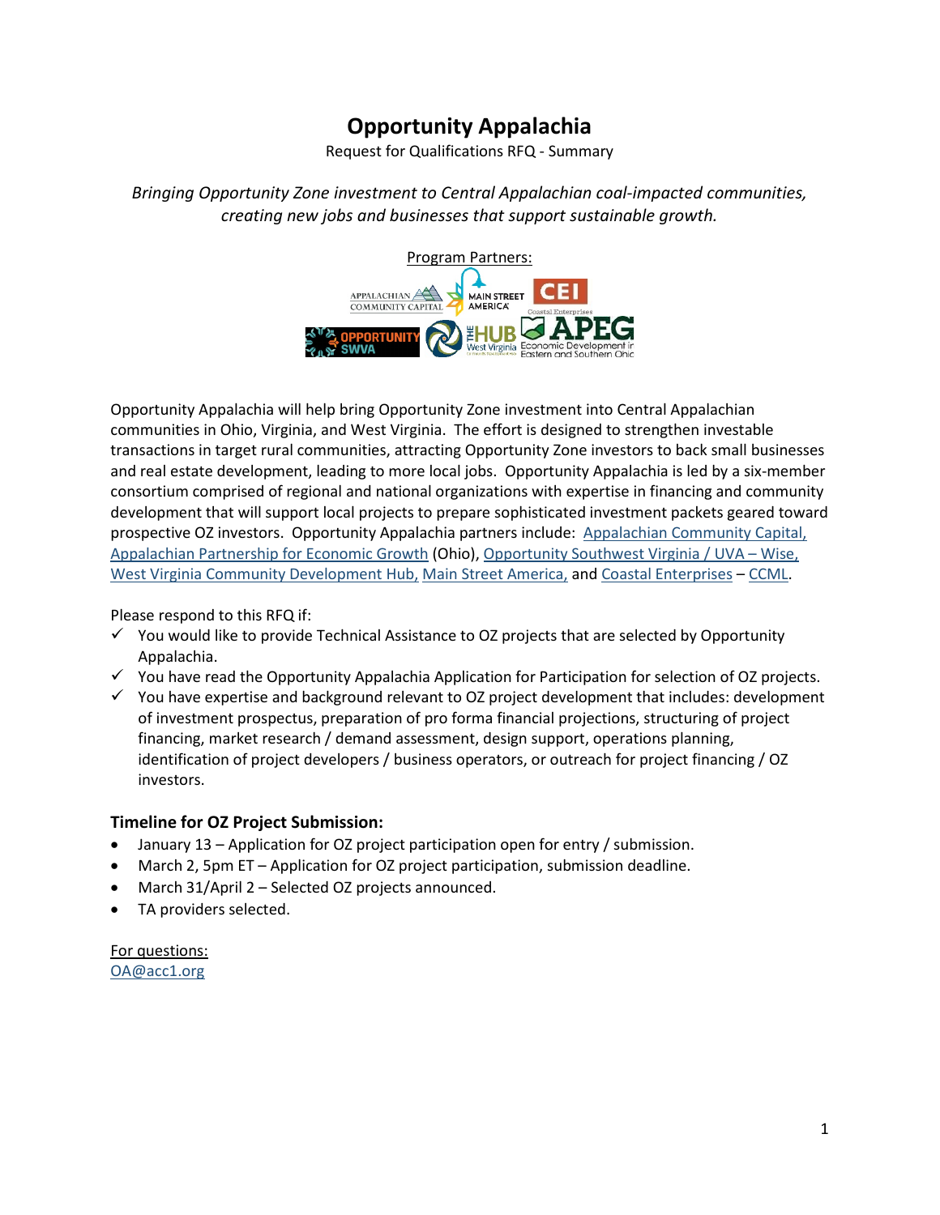# Opportunity Appalachia

Request for Qualifications RFQ - Summary

*Bringing Opportunity Zone investment to Central Appalachian coal-impacted communities, creating new jobs and businesses that support sustainable growth.*

Program Partners:

Opportunity Appalachia will help bring Opportunity Zone investment into Central Appalachian communities in Ohio, Virginia, and West Virginia. The effort is designed to strengthen investable transactions in target rural communities, attracting Opportunity Zone investors to back small businesses and real estate development, leading to more local jobs. Opportunity Appalachia is led by a six-member consortium comprised of regional and national organizations with expertise in financing and community development that will support local projects to prepare sophisticated investment packets geared toward prospective OZ investors. Opportunity Appalachia partners include: Appalachian Community Capital, Appalachian Partnership for Economic Growth (Ohio), Opportunity Southwest Virginia / UVA – Wise, West Virginia Community Development Hub, Main Street America, and Coastal Enterprises – CCML.

Please respond to this RFQ if:

- ✓ You would like to provide Technical Assistance to OZ projects that are selected by Opportunity Appalachia.
- ✓ You have read the Opportunity Appalachia Application for Participation for selection of OZ projects.
- ✓ You have expertise and background relevant to OZ project development that includes: development of investment prospectus, preparation of pro forma financial projections, structuring of project financing, market research / demand assessment, design support, operations planning, identification of project developers / business operators, or outreach for project financing / OZ investors.

### Timeline for OZ Project Submission:

- January 13 – Application for OZ project participation open for entry / submission.
- March 2, 5pm ET – Application for OZ project participation, submission deadline.
- March 31/April 2 – Selected OZ projects announced.
- TA providers selected.

For questions:
OA@acc1.org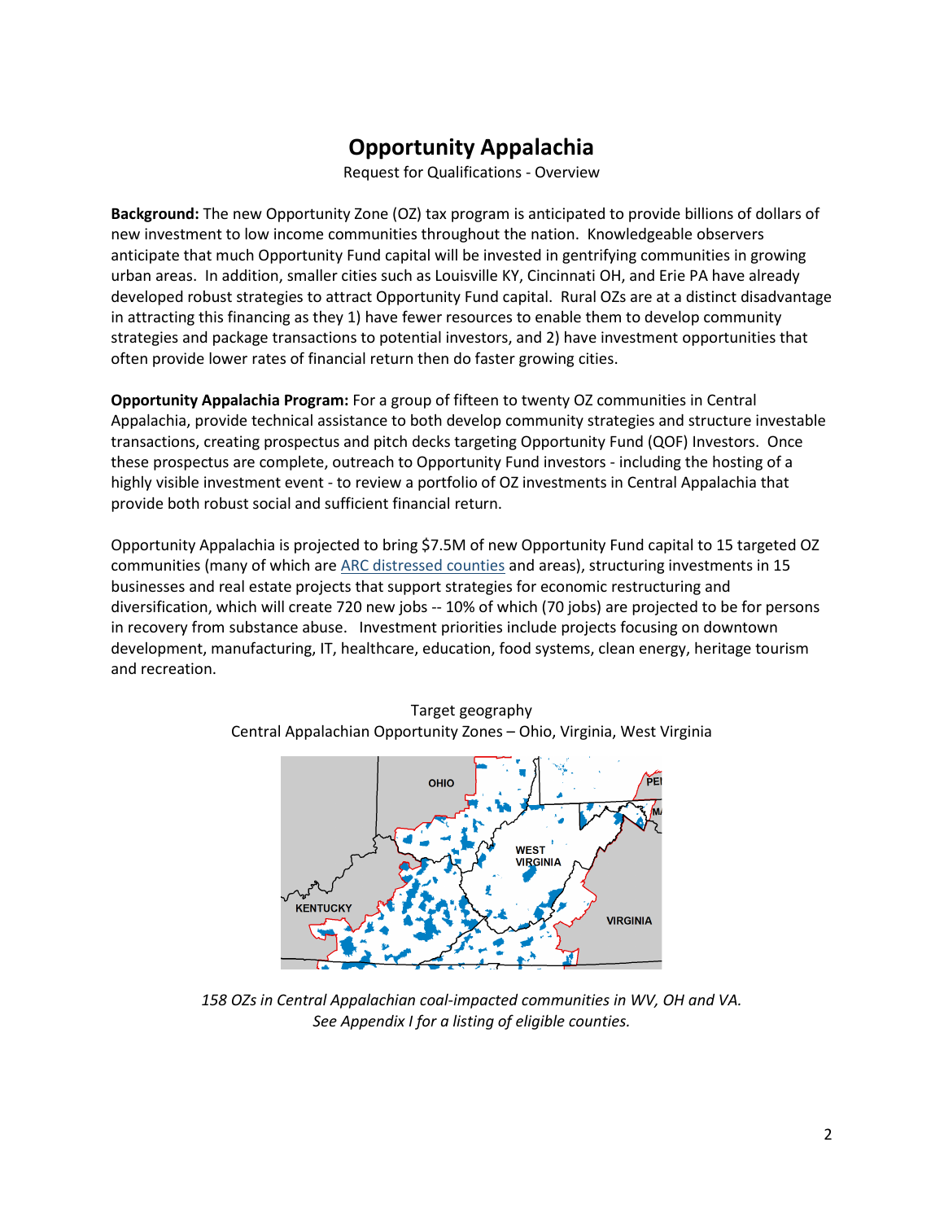# Opportunity Appalachia

Request for Qualifications - Overview

**Background:** The new Opportunity Zone (OZ) tax program is anticipated to provide billions of dollars of new investment to low income communities throughout the nation. Knowledgeable observers anticipate that much Opportunity Fund capital will be invested in gentrifying communities in growing urban areas. In addition, smaller cities such as Louisville KY, Cincinnati OH, and Erie PA have already developed robust strategies to attract Opportunity Fund capital. Rural OZs are at a distinct disadvantage in attracting this financing as they 1) have fewer resources to enable them to develop community strategies and package transactions to potential investors, and 2) have investment opportunities that often provide lower rates of financial return then do faster growing cities.

**Opportunity Appalachia Program:** For a group of fifteen to twenty OZ communities in Central Appalachia, provide technical assistance to both develop community strategies and structure investable transactions, creating prospectus and pitch decks targeting Opportunity Fund (QOF) Investors. Once these prospectus are complete, outreach to Opportunity Fund investors - including the hosting of a highly visible investment event - to review a portfolio of OZ investments in Central Appalachia that provide both robust social and sufficient financial return.

Opportunity Appalachia is projected to bring $7.5M of new Opportunity Fund capital to 15 targeted OZ communities (many of which are ARC distressed counties and areas), structuring investments in 15 businesses and real estate projects that support strategies for economic restructuring and diversification, which will create 720 new jobs -- 10% of which (70 jobs) are projected to be for persons in recovery from substance abuse. Investment priorities include projects focusing on downtown development, manufacturing, IT, healthcare, education, food systems, clean energy, heritage tourism and recreation.

Target geography
Central Appalachian Opportunity Zones – Ohio, Virginia, West Virginia

*158 OZs in Central Appalachian coal-impacted communities in WV, OH and VA.*
*See Appendix I for a listing of eligible counties.*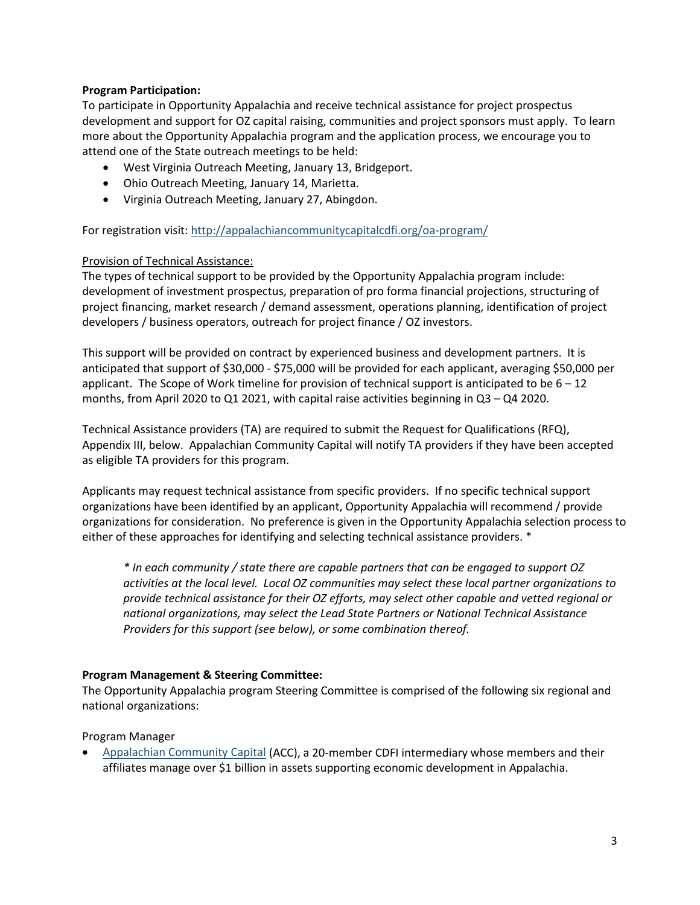**Program Participation:**

To participate in Opportunity Appalachia and receive technical assistance for project prospectus development and support for OZ capital raising, communities and project sponsors must apply. To learn more about the Opportunity Appalachia program and the application process, we encourage you to attend one of the State outreach meetings to be held:

- West Virginia Outreach Meeting, January 13, Bridgeport.
- Ohio Outreach Meeting, January 14, Marietta.
- Virginia Outreach Meeting, January 27, Abingdon.

For registration visit: [http://appalachiancommunitycapitalcdfi.org/oa-program/](http://appalachiancommunitycapitalcdfi.org/oa-program/)

<u>Provision of Technical Assistance:</u>

The types of technical support to be provided by the Opportunity Appalachia program include: development of investment prospectus, preparation of pro forma financial projections, structuring of project financing, market research / demand assessment, operations planning, identification of project developers / business operators, outreach for project finance / OZ investors.

This support will be provided on contract by experienced business and development partners. It is anticipated that support of $30,000 - $75,000 will be provided for each applicant, averaging $50,000 per applicant. The Scope of Work timeline for provision of technical support is anticipated to be 6 – 12 months, from April 2020 to Q1 2021, with capital raise activities beginning in Q3 – Q4 2020.

Technical Assistance providers (TA) are required to submit the Request for Qualifications (RFQ), Appendix III, below. Appalachian Community Capital will notify TA providers if they have been accepted as eligible TA providers for this program.

Applicants may request technical assistance from specific providers. If no specific technical support organizations have been identified by an applicant, Opportunity Appalachia will recommend / provide organizations for consideration. No preference is given in the Opportunity Appalachia selection process to either of these approaches for identifying and selecting technical assistance providers. *

> *\* In each community / state there are capable partners that can be engaged to support OZ activities at the local level. Local OZ communities may select these local partner organizations to provide technical assistance for their OZ efforts, may select other capable and vetted regional or national organizations, may select the Lead State Partners or National Technical Assistance Providers for this support (see below), or some combination thereof.*

**Program Management & Steering Committee:**

The Opportunity Appalachia program Steering Committee is comprised of the following six regional and national organizations:

Program Manager

- [Appalachian Community Capital](#) (ACC), a 20-member CDFI intermediary whose members and their affiliates manage over $1 billion in assets supporting economic development in Appalachia.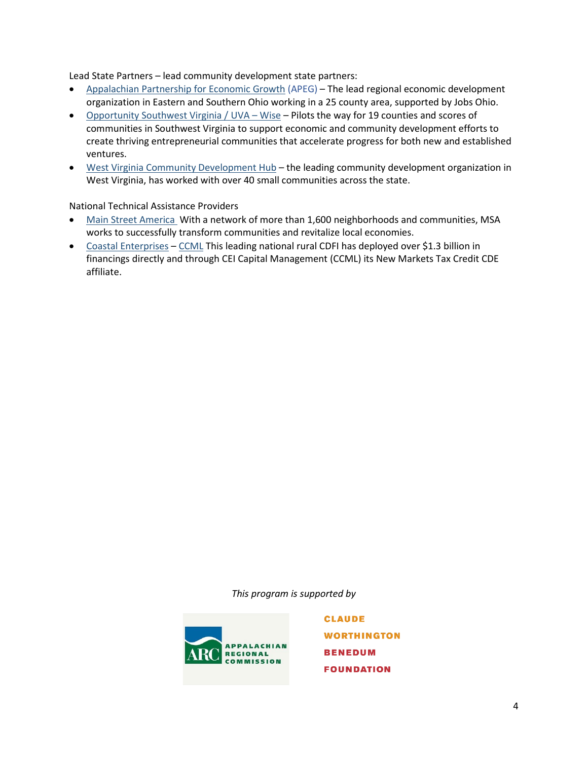Lead State Partners – lead community development state partners:

- Appalachian Partnership for Economic Growth (APEG) – The lead regional economic development organization in Eastern and Southern Ohio working in a 25 county area, supported by Jobs Ohio.
- Opportunity Southwest Virginia / UVA – Wise – Pilots the way for 19 counties and scores of communities in Southwest Virginia to support economic and community development efforts to create thriving entrepreneurial communities that accelerate progress for both new and established ventures.
- West Virginia Community Development Hub – the leading community development organization in West Virginia, has worked with over 40 small communities across the state.

National Technical Assistance Providers

- Main Street America With a network of more than 1,600 neighborhoods and communities, MSA works to successfully transform communities and revitalize local economies.
- Coastal Enterprises – CCML This leading national rural CDFI has deployed over $1.3 billion in financings directly and through CEI Capital Management (CCML) its New Markets Tax Credit CDE affiliate.

*This program is supported by*

ARC APPALACHIAN REGIONAL COMMISSION

CLAUDE WORTHINGTON BENEDUM FOUNDATION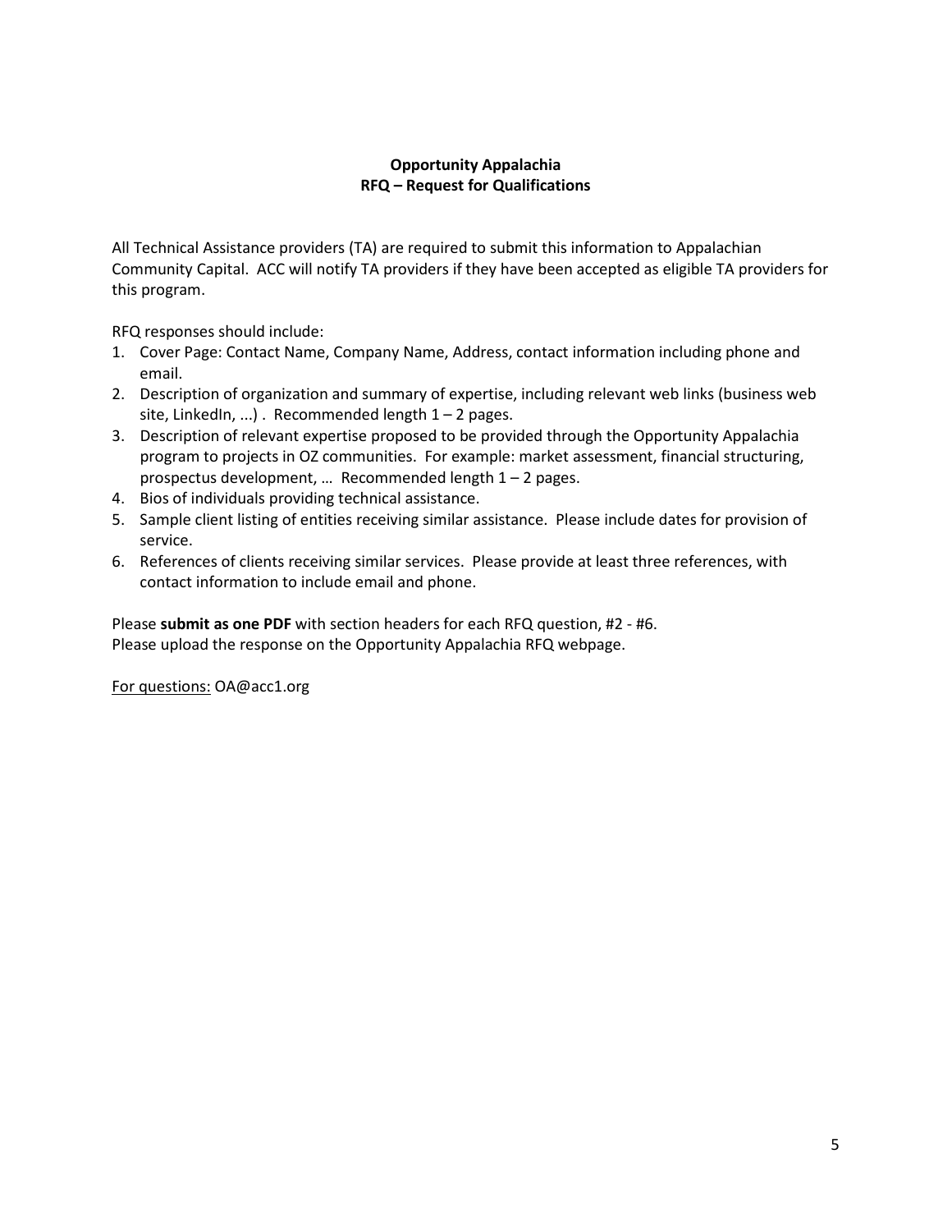**Opportunity Appalachia**
**RFQ – Request for Qualifications**

All Technical Assistance providers (TA) are required to submit this information to Appalachian Community Capital. ACC will notify TA providers if they have been accepted as eligible TA providers for this program.

RFQ responses should include:

1. Cover Page: Contact Name, Company Name, Address, contact information including phone and email.
2. Description of organization and summary of expertise, including relevant web links (business web site, LinkedIn, ...) . Recommended length 1 – 2 pages.
3. Description of relevant expertise proposed to be provided through the Opportunity Appalachia program to projects in OZ communities. For example: market assessment, financial structuring, prospectus development, … Recommended length 1 – 2 pages.
4. Bios of individuals providing technical assistance.
5. Sample client listing of entities receiving similar assistance. Please include dates for provision of service.
6. References of clients receiving similar services. Please provide at least three references, with contact information to include email and phone.

Please **submit as one PDF** with section headers for each RFQ question, #2 - #6.
Please upload the response on the Opportunity Appalachia RFQ webpage.

For questions: OA@acc1.org